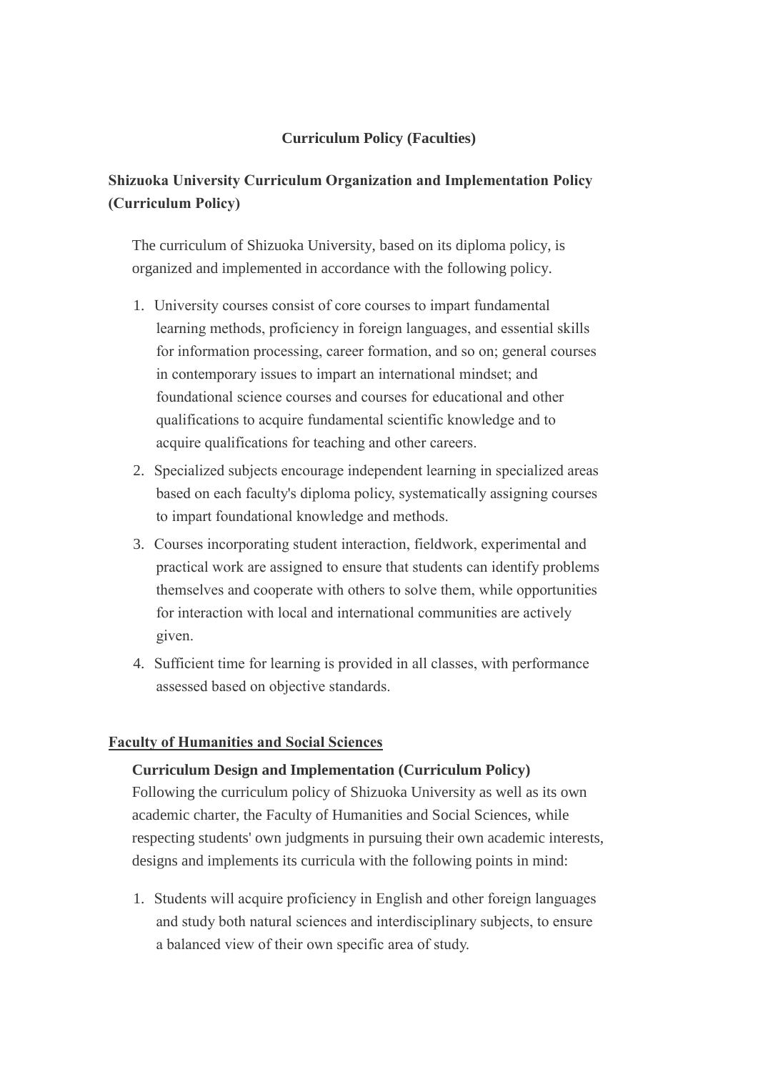# Curriculum Policy (Faculties)

## Shizuoka University Curriculum Organization and Implementation Policy (Curriculum Policy)

The curriculum of Shizuoka University, based on its diploma policy, is organized and implemented in accordance with the following policy.

1. University courses consist of core courses to impart fundamental learning methods, proficiency in foreign languages, and essential skills for information processing, career formation, and so on; general courses in contemporary issues to impart an international mindset; and foundational science courses and courses for educational and other qualifications to acquire fundamental scientific knowledge and to acquire qualifications for teaching and other careers.
2. Specialized subjects encourage independent learning in specialized areas based on each faculty's diploma policy, systematically assigning courses to impart foundational knowledge and methods.
3. Courses incorporating student interaction, fieldwork, experimental and practical work are assigned to ensure that students can identify problems themselves and cooperate with others to solve them, while opportunities for interaction with local and international communities are actively given.
4. Sufficient time for learning is provided in all classes, with performance assessed based on objective standards.

## Faculty of Humanities and Social Sciences

### Curriculum Design and Implementation (Curriculum Policy)

Following the curriculum policy of Shizuoka University as well as its own academic charter, the Faculty of Humanities and Social Sciences, while respecting students' own judgments in pursuing their own academic interests, designs and implements its curricula with the following points in mind:

1. Students will acquire proficiency in English and other foreign languages and study both natural sciences and interdisciplinary subjects, to ensure a balanced view of their own specific area of study.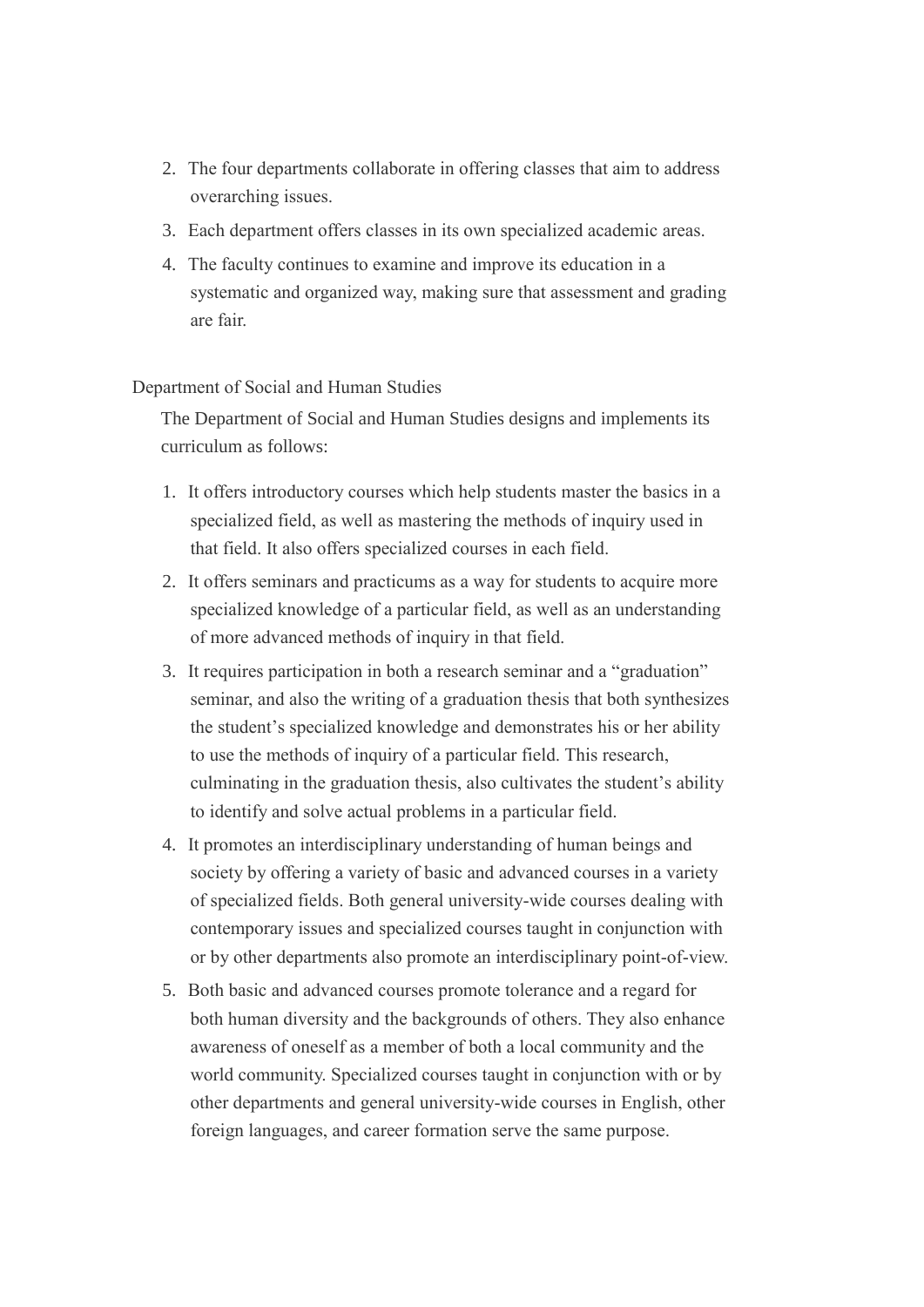2. The four departments collaborate in offering classes that aim to address overarching issues.
3. Each department offers classes in its own specialized academic areas.
4. The faculty continues to examine and improve its education in a systematic and organized way, making sure that assessment and grading are fair.

Department of Social and Human Studies

The Department of Social and Human Studies designs and implements its curriculum as follows:

1. It offers introductory courses which help students master the basics in a specialized field, as well as mastering the methods of inquiry used in that field. It also offers specialized courses in each field.
2. It offers seminars and practicums as a way for students to acquire more specialized knowledge of a particular field, as well as an understanding of more advanced methods of inquiry in that field.
3. It requires participation in both a research seminar and a "graduation" seminar, and also the writing of a graduation thesis that both synthesizes the student's specialized knowledge and demonstrates his or her ability to use the methods of inquiry of a particular field. This research, culminating in the graduation thesis, also cultivates the student's ability to identify and solve actual problems in a particular field.
4. It promotes an interdisciplinary understanding of human beings and society by offering a variety of basic and advanced courses in a variety of specialized fields. Both general university-wide courses dealing with contemporary issues and specialized courses taught in conjunction with or by other departments also promote an interdisciplinary point-of-view.
5. Both basic and advanced courses promote tolerance and a regard for both human diversity and the backgrounds of others. They also enhance awareness of oneself as a member of both a local community and the world community. Specialized courses taught in conjunction with or by other departments and general university-wide courses in English, other foreign languages, and career formation serve the same purpose.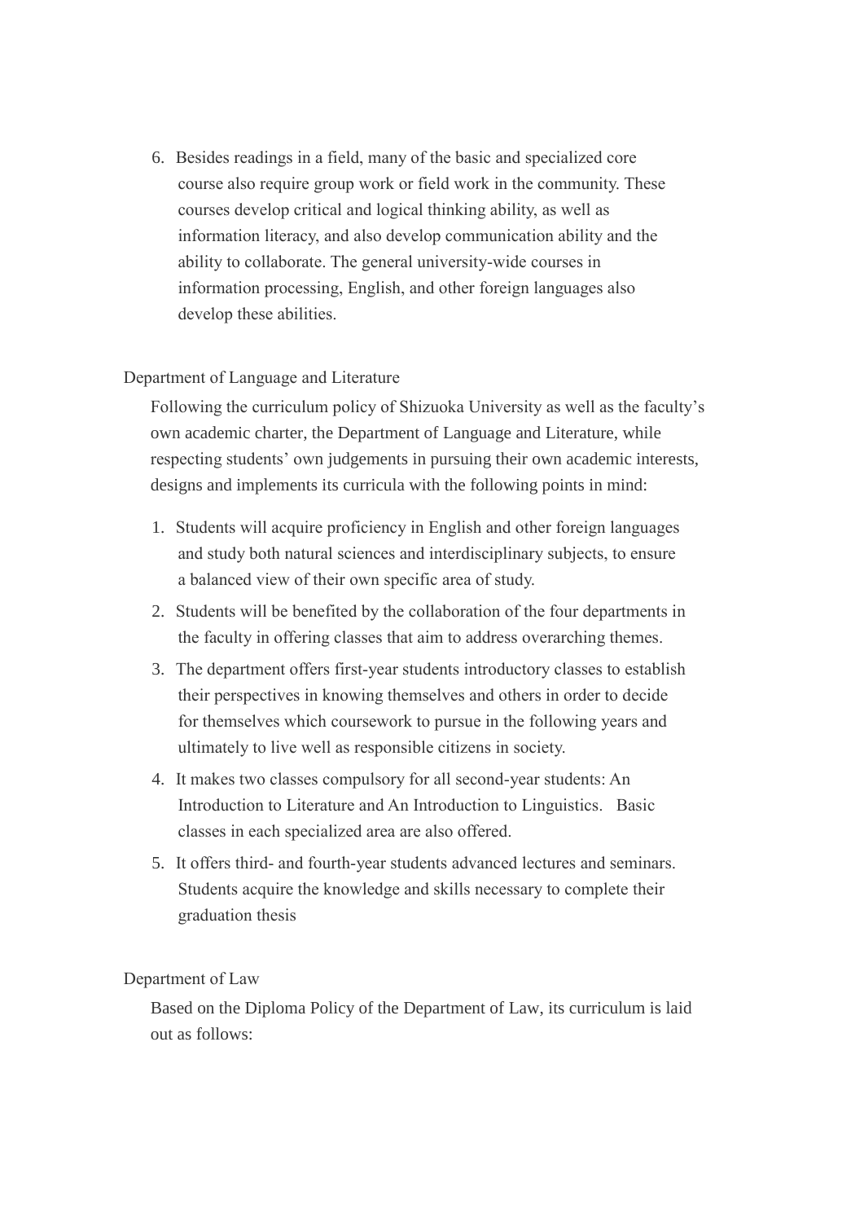6. Besides readings in a field, many of the basic and specialized core course also require group work or field work in the community. These courses develop critical and logical thinking ability, as well as information literacy, and also develop communication ability and the ability to collaborate. The general university-wide courses in information processing, English, and other foreign languages also develop these abilities.

Department of Language and Literature

Following the curriculum policy of Shizuoka University as well as the faculty's own academic charter, the Department of Language and Literature, while respecting students' own judgements in pursuing their own academic interests, designs and implements its curricula with the following points in mind:

1. Students will acquire proficiency in English and other foreign languages and study both natural sciences and interdisciplinary subjects, to ensure a balanced view of their own specific area of study.
2. Students will be benefited by the collaboration of the four departments in the faculty in offering classes that aim to address overarching themes.
3. The department offers first-year students introductory classes to establish their perspectives in knowing themselves and others in order to decide for themselves which coursework to pursue in the following years and ultimately to live well as responsible citizens in society.
4. It makes two classes compulsory for all second-year students: An Introduction to Literature and An Introduction to Linguistics. Basic classes in each specialized area are also offered.
5. It offers third- and fourth-year students advanced lectures and seminars. Students acquire the knowledge and skills necessary to complete their graduation thesis

Department of Law

Based on the Diploma Policy of the Department of Law, its curriculum is laid out as follows: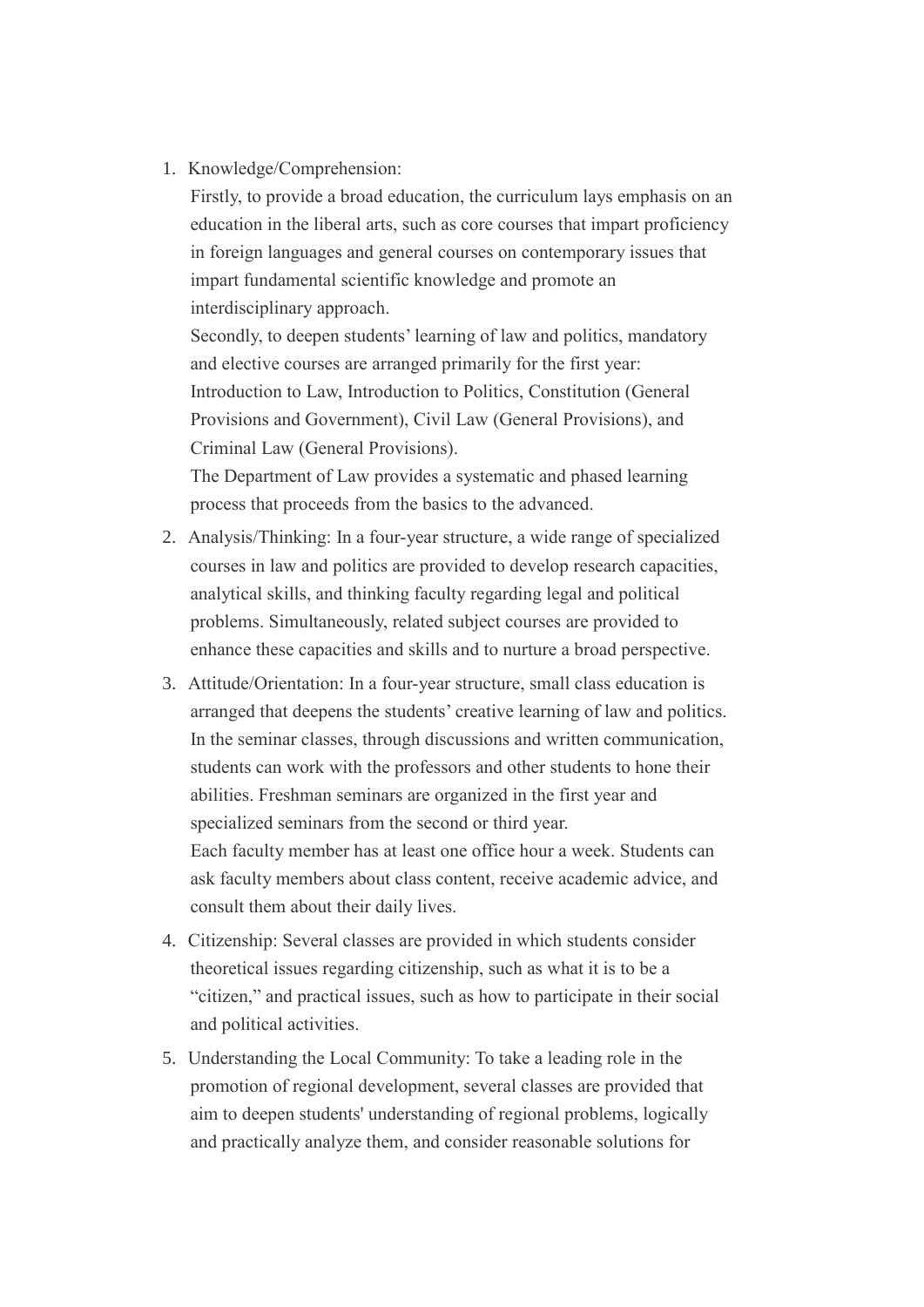1. Knowledge/Comprehension:
   Firstly, to provide a broad education, the curriculum lays emphasis on an education in the liberal arts, such as core courses that impart proficiency in foreign languages and general courses on contemporary issues that impart fundamental scientific knowledge and promote an interdisciplinary approach.
   Secondly, to deepen students' learning of law and politics, mandatory and elective courses are arranged primarily for the first year: Introduction to Law, Introduction to Politics, Constitution (General Provisions and Government), Civil Law (General Provisions), and Criminal Law (General Provisions).
   The Department of Law provides a systematic and phased learning process that proceeds from the basics to the advanced.
2. Analysis/Thinking: In a four-year structure, a wide range of specialized courses in law and politics are provided to develop research capacities, analytical skills, and thinking faculty regarding legal and political problems. Simultaneously, related subject courses are provided to enhance these capacities and skills and to nurture a broad perspective.
3. Attitude/Orientation: In a four-year structure, small class education is arranged that deepens the students' creative learning of law and politics. In the seminar classes, through discussions and written communication, students can work with the professors and other students to hone their abilities. Freshman seminars are organized in the first year and specialized seminars from the second or third year.
   Each faculty member has at least one office hour a week. Students can ask faculty members about class content, receive academic advice, and consult them about their daily lives.
4. Citizenship: Several classes are provided in which students consider theoretical issues regarding citizenship, such as what it is to be a "citizen," and practical issues, such as how to participate in their social and political activities.
5. Understanding the Local Community: To take a leading role in the promotion of regional development, several classes are provided that aim to deepen students' understanding of regional problems, logically and practically analyze them, and consider reasonable solutions for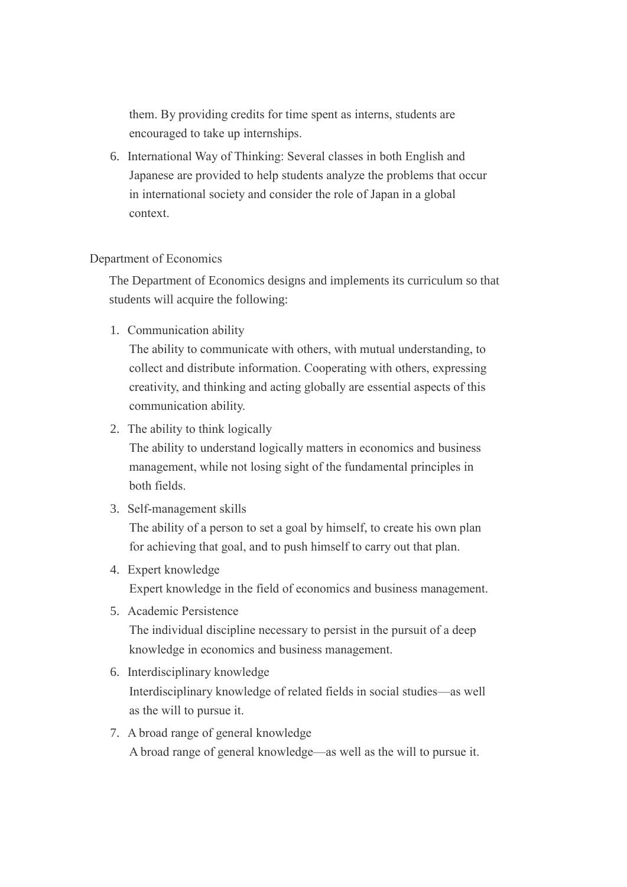them. By providing credits for time spent as interns, students are encouraged to take up internships.

6. International Way of Thinking: Several classes in both English and Japanese are provided to help students analyze the problems that occur in international society and consider the role of Japan in a global context.

Department of Economics

The Department of Economics designs and implements its curriculum so that students will acquire the following:

1. Communication ability
   The ability to communicate with others, with mutual understanding, to collect and distribute information. Cooperating with others, expressing creativity, and thinking and acting globally are essential aspects of this communication ability.
2. The ability to think logically
   The ability to understand logically matters in economics and business management, while not losing sight of the fundamental principles in both fields.
3. Self-management skills
   The ability of a person to set a goal by himself, to create his own plan for achieving that goal, and to push himself to carry out that plan.
4. Expert knowledge
   Expert knowledge in the field of economics and business management.
5. Academic Persistence
   The individual discipline necessary to persist in the pursuit of a deep knowledge in economics and business management.
6. Interdisciplinary knowledge
   Interdisciplinary knowledge of related fields in social studies—as well as the will to pursue it.
7. A broad range of general knowledge
   A broad range of general knowledge—as well as the will to pursue it.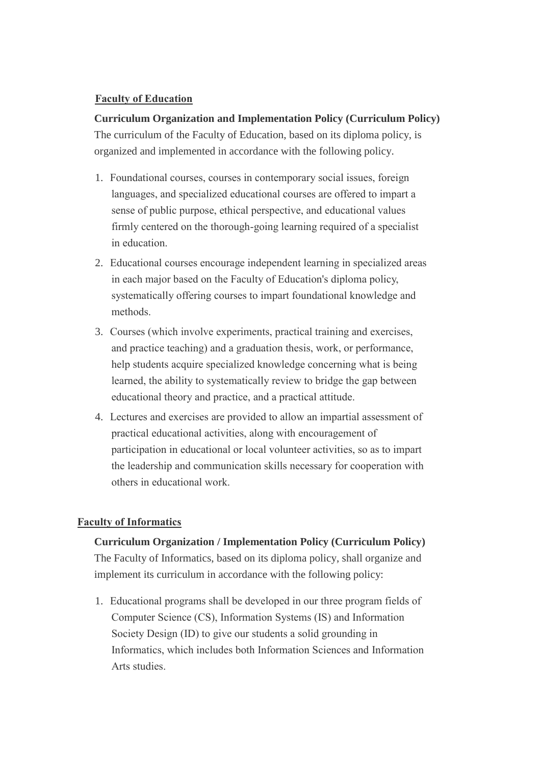## Faculty of Education

**Curriculum Organization and Implementation Policy (Curriculum Policy)**

The curriculum of the Faculty of Education, based on its diploma policy, is organized and implemented in accordance with the following policy.

1. Foundational courses, courses in contemporary social issues, foreign languages, and specialized educational courses are offered to impart a sense of public purpose, ethical perspective, and educational values firmly centered on the thorough-going learning required of a specialist in education.
2. Educational courses encourage independent learning in specialized areas in each major based on the Faculty of Education's diploma policy, systematically offering courses to impart foundational knowledge and methods.
3. Courses (which involve experiments, practical training and exercises, and practice teaching) and a graduation thesis, work, or performance, help students acquire specialized knowledge concerning what is being learned, the ability to systematically review to bridge the gap between educational theory and practice, and a practical attitude.
4. Lectures and exercises are provided to allow an impartial assessment of practical educational activities, along with encouragement of participation in educational or local volunteer activities, so as to impart the leadership and communication skills necessary for cooperation with others in educational work.

## Faculty of Informatics

**Curriculum Organization / Implementation Policy (Curriculum Policy)**

The Faculty of Informatics, based on its diploma policy, shall organize and implement its curriculum in accordance with the following policy:

1. Educational programs shall be developed in our three program fields of Computer Science (CS), Information Systems (IS) and Information Society Design (ID) to give our students a solid grounding in Informatics, which includes both Information Sciences and Information Arts studies.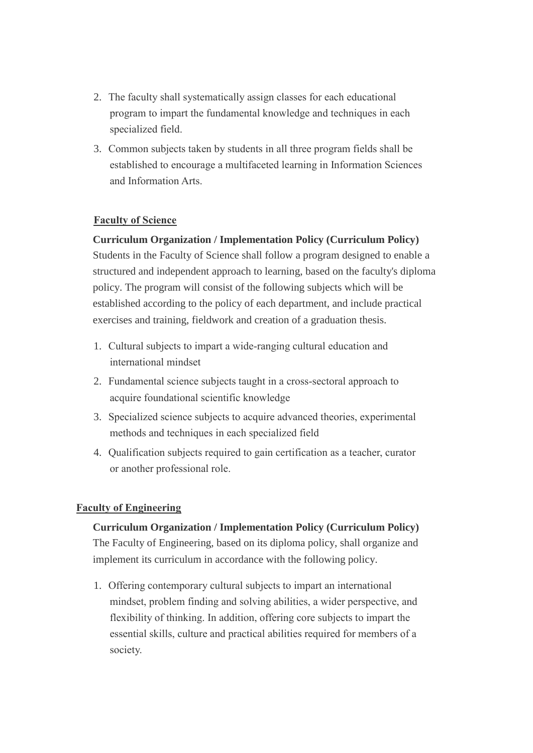2. The faculty shall systematically assign classes for each educational program to impart the fundamental knowledge and techniques in each specialized field.
3. Common subjects taken by students in all three program fields shall be established to encourage a multifaceted learning in Information Sciences and Information Arts.

## Faculty of Science

**Curriculum Organization / Implementation Policy (Curriculum Policy)**

Students in the Faculty of Science shall follow a program designed to enable a structured and independent approach to learning, based on the faculty's diploma policy. The program will consist of the following subjects which will be established according to the policy of each department, and include practical exercises and training, fieldwork and creation of a graduation thesis.

1. Cultural subjects to impart a wide-ranging cultural education and international mindset
2. Fundamental science subjects taught in a cross-sectoral approach to acquire foundational scientific knowledge
3. Specialized science subjects to acquire advanced theories, experimental methods and techniques in each specialized field
4. Qualification subjects required to gain certification as a teacher, curator or another professional role.

## Faculty of Engineering

**Curriculum Organization / Implementation Policy (Curriculum Policy)**

The Faculty of Engineering, based on its diploma policy, shall organize and implement its curriculum in accordance with the following policy.

1. Offering contemporary cultural subjects to impart an international mindset, problem finding and solving abilities, a wider perspective, and flexibility of thinking. In addition, offering core subjects to impart the essential skills, culture and practical abilities required for members of a society.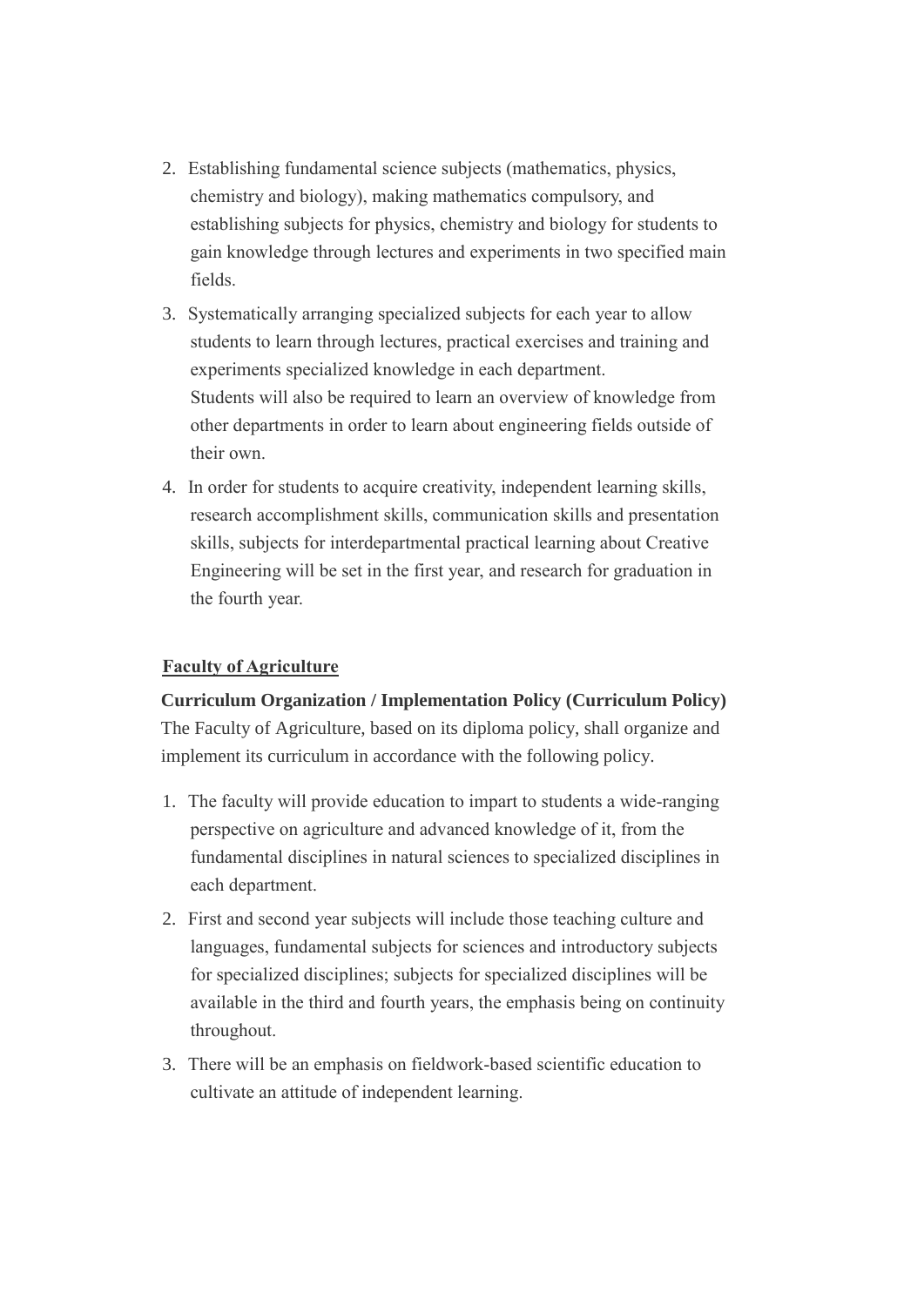2. Establishing fundamental science subjects (mathematics, physics, chemistry and biology), making mathematics compulsory, and establishing subjects for physics, chemistry and biology for students to gain knowledge through lectures and experiments in two specified main fields.
3. Systematically arranging specialized subjects for each year to allow students to learn through lectures, practical exercises and training and experiments specialized knowledge in each department.
   Students will also be required to learn an overview of knowledge from other departments in order to learn about engineering fields outside of their own.
4. In order for students to acquire creativity, independent learning skills, research accomplishment skills, communication skills and presentation skills, subjects for interdepartmental practical learning about Creative Engineering will be set in the first year, and research for graduation in the fourth year.

## Faculty of Agriculture

**Curriculum Organization / Implementation Policy (Curriculum Policy)**

The Faculty of Agriculture, based on its diploma policy, shall organize and implement its curriculum in accordance with the following policy.

1. The faculty will provide education to impart to students a wide-ranging perspective on agriculture and advanced knowledge of it, from the fundamental disciplines in natural sciences to specialized disciplines in each department.
2. First and second year subjects will include those teaching culture and languages, fundamental subjects for sciences and introductory subjects for specialized disciplines; subjects for specialized disciplines will be available in the third and fourth years, the emphasis being on continuity throughout.
3. There will be an emphasis on fieldwork-based scientific education to cultivate an attitude of independent learning.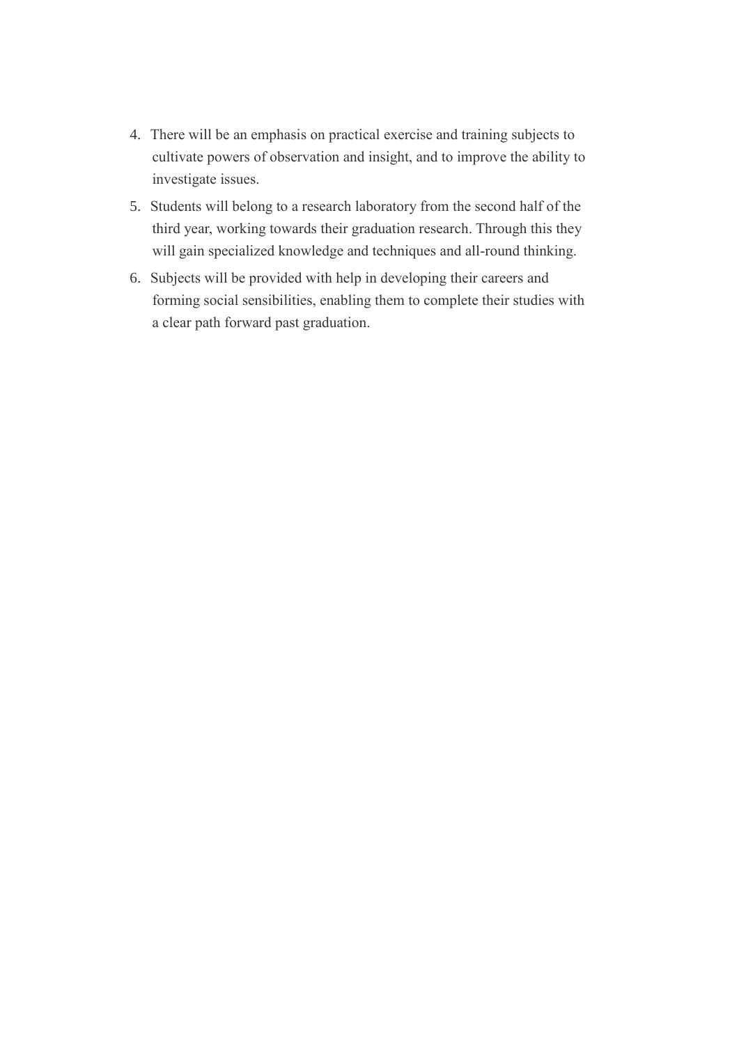4. There will be an emphasis on practical exercise and training subjects to cultivate powers of observation and insight, and to improve the ability to investigate issues.
5. Students will belong to a research laboratory from the second half of the third year, working towards their graduation research. Through this they will gain specialized knowledge and techniques and all-round thinking.
6. Subjects will be provided with help in developing their careers and forming social sensibilities, enabling them to complete their studies with a clear path forward past graduation.